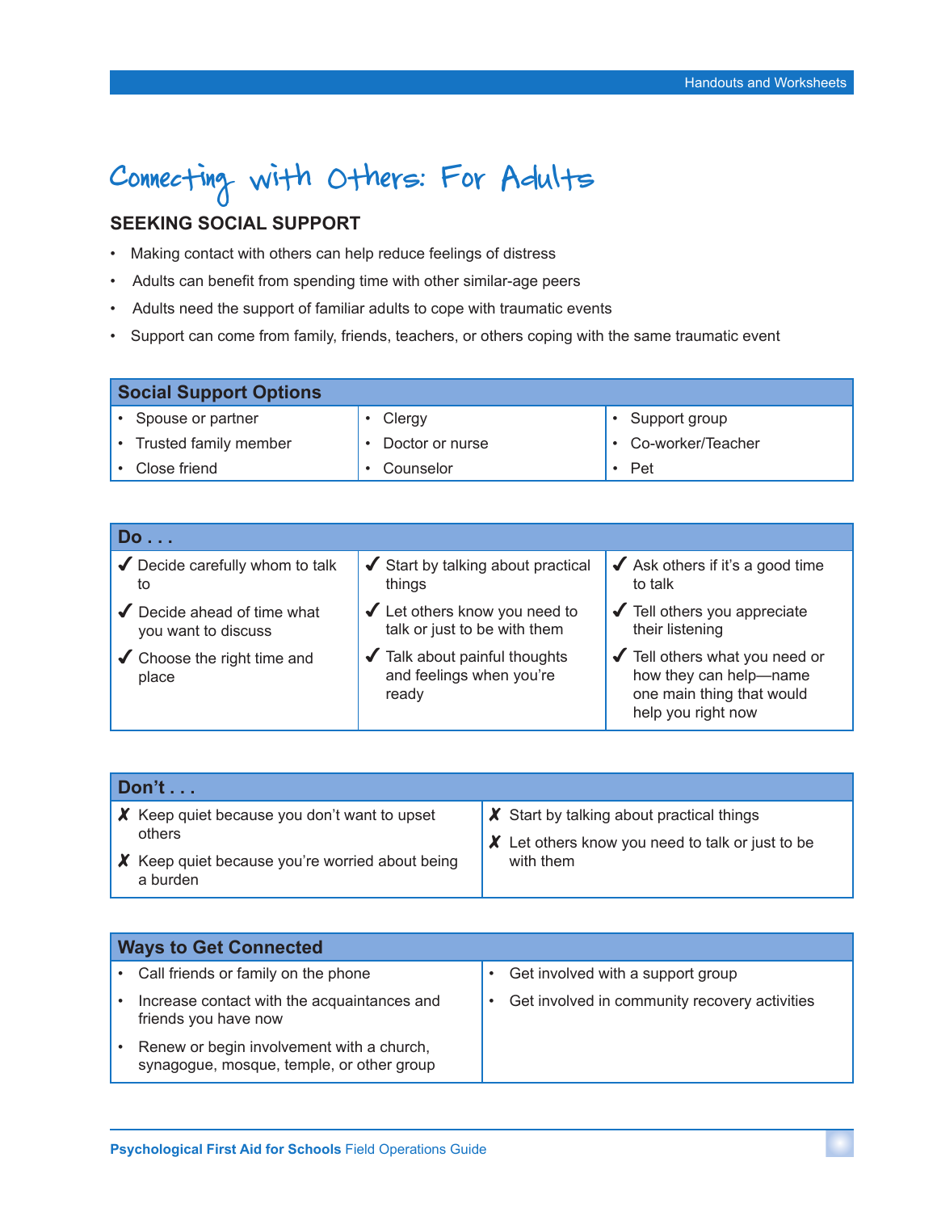# Connecting with Others: For Adults

## SEEKING SOCIAL SUPPORT

- Making contact with others can help reduce feelings of distress
- Adults can benefit from spending time with other similar-age peers
- Adults need the support of familiar adults to cope with traumatic events
- Support can come from family, friends, teachers, or others coping with the same traumatic event

| Social Support Options | | |
|---|---|---|
| • Spouse or partner | • Clergy | • Support group |
| • Trusted family member | • Doctor or nurse | • Co-worker/Teacher |
| • Close friend | • Counselor | • Pet |

| Do . . . | | |
|---|---|---|
| ✔ Decide carefully whom to talk to | ✔ Start by talking about practical things | ✔ Ask others if it's a good time to talk |
| ✔ Decide ahead of time what you want to discuss | ✔ Let others know you need to talk or just to be with them | ✔ Tell others you appreciate their listening |
| ✔ Choose the right time and place | ✔ Talk about painful thoughts and feelings when you're ready | ✔ Tell others what you need or how they can help—name one main thing that would help you right now |

| Don't . . . | |
|---|---|
| ✘ Keep quiet because you don't want to upset others | ✘ Start by talking about practical things |
| ✘ Keep quiet because you're worried about being a burden | ✘ Let others know you need to talk or just to be with them |

| Ways to Get Connected | |
|---|---|
| • Call friends or family on the phone | • Get involved with a support group |
| • Increase contact with the acquaintances and friends you have now | • Get involved in community recovery activities |
| • Renew or begin involvement with a church, synagogue, mosque, temple, or other group | |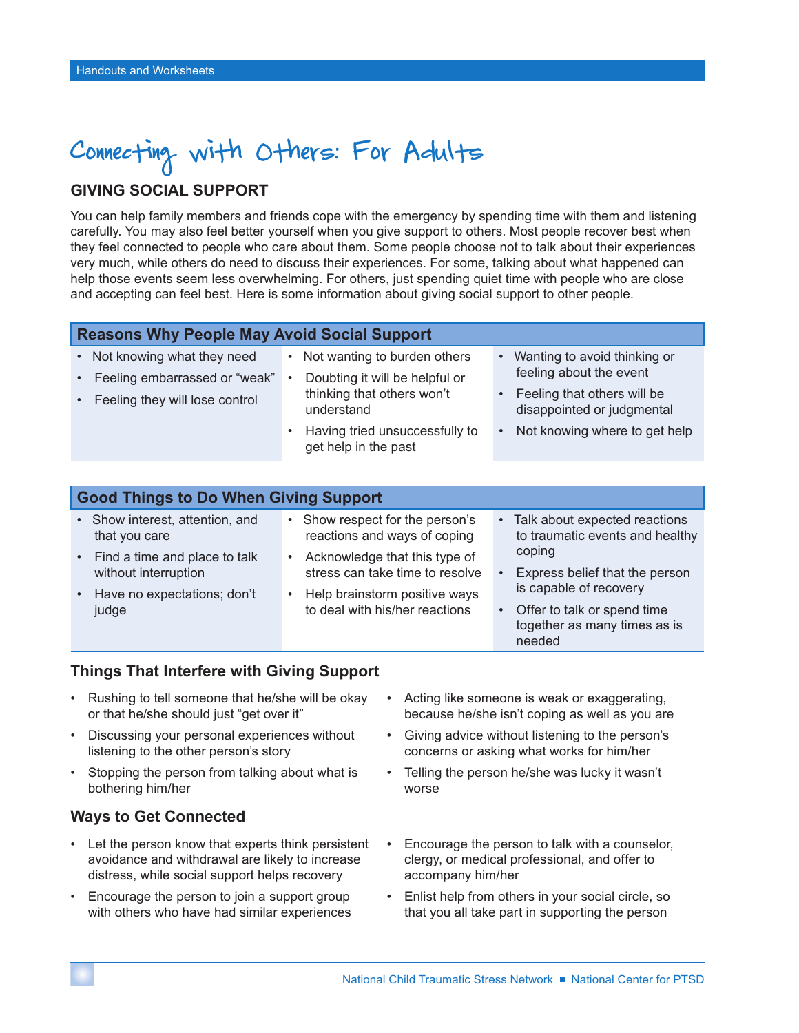# Connecting with Others: For Adults

## GIVING SOCIAL SUPPORT

You can help family members and friends cope with the emergency by spending time with them and listening carefully. You may also feel better yourself when you give support to others. Most people recover best when they feel connected to people who care about them. Some people choose not to talk about their experiences very much, while others do need to discuss their experiences. For some, talking about what happened can help those events seem less overwhelming. For others, just spending quiet time with people who are close and accepting can feel best. Here is some information about giving social support to other people.

### Reasons Why People May Avoid Social Support

- Not knowing what they need
- Feeling embarrassed or "weak"
- Feeling they will lose control
- Not wanting to burden others
- Doubting it will be helpful or thinking that others won't understand
- Having tried unsuccessfully to get help in the past
- Wanting to avoid thinking or feeling about the event
- Feeling that others will be disappointed or judgmental
- Not knowing where to get help

### Good Things to Do When Giving Support

- Show interest, attention, and that you care
- Find a time and place to talk without interruption
- Have no expectations; don't judge
- Show respect for the person's reactions and ways of coping
- Acknowledge that this type of stress can take time to resolve
- Help brainstorm positive ways to deal with his/her reactions
- Talk about expected reactions to traumatic events and healthy coping
- Express belief that the person is capable of recovery
- Offer to talk or spend time together as many times as is needed

### Things That Interfere with Giving Support

- Rushing to tell someone that he/she will be okay or that he/she should just "get over it"
- Discussing your personal experiences without listening to the other person's story
- Stopping the person from talking about what is bothering him/her
- Acting like someone is weak or exaggerating, because he/she isn't coping as well as you are
- Giving advice without listening to the person's concerns or asking what works for him/her
- Telling the person he/she was lucky it wasn't worse

### Ways to Get Connected

- Let the person know that experts think persistent avoidance and withdrawal are likely to increase distress, while social support helps recovery
- Encourage the person to join a support group with others who have had similar experiences
- Encourage the person to talk with a counselor, clergy, or medical professional, and offer to accompany him/her
- Enlist help from others in your social circle, so that you all take part in supporting the person